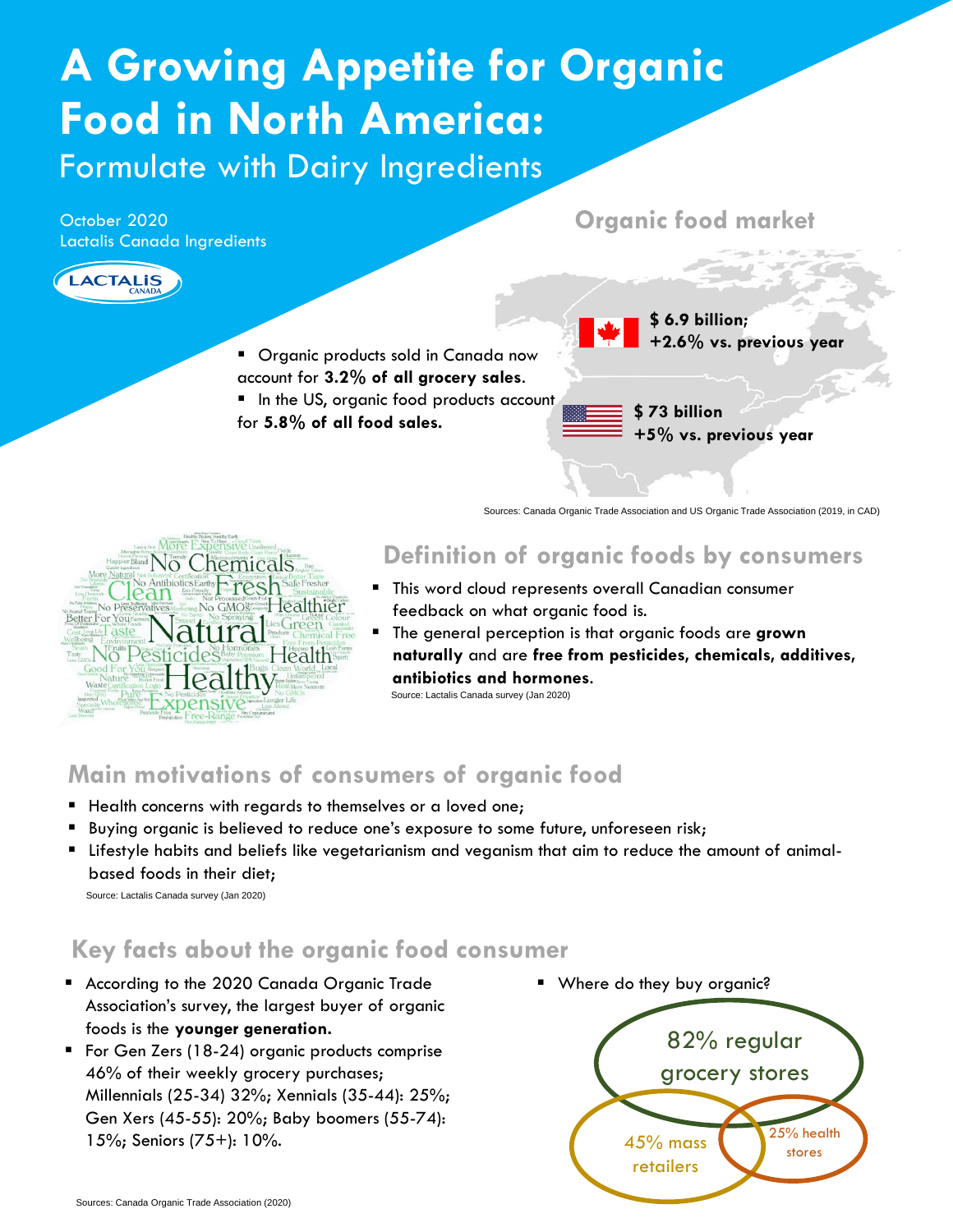# A Growing Appetite for Organic Food in North America:

## Formulate with Dairy Ingredients

October 2020
Lactalis Canada Ingredients

## Organic food market

- Organic products sold in Canada now account for **3.2% of all grocery sales**.
- In the US, organic food products account for **5.8% of all food sales.**

**$ 6.9 billion; +2.6% vs. previous year**

**$ 73 billion +5% vs. previous year**

Sources: Canada Organic Trade Association and US Organic Trade Association (2019, in CAD)

## Definition of organic foods by consumers

- This word cloud represents overall Canadian consumer feedback on what organic food is.
- The general perception is that organic foods are **grown naturally** and are **free from pesticides, chemicals, additives, antibiotics and hormones**.

Source: Lactalis Canada survey (Jan 2020)

## Main motivations of consumers of organic food

- Health concerns with regards to themselves or a loved one;
- Buying organic is believed to reduce one's exposure to some future, unforeseen risk;
- Lifestyle habits and beliefs like vegetarianism and veganism that aim to reduce the amount of animal-based foods in their diet;

Source: Lactalis Canada survey (Jan 2020)

## Key facts about the organic food consumer

- According to the 2020 Canada Organic Trade Association's survey, the largest buyer of organic foods is the **younger generation.**
- For Gen Zers (18-24) organic products comprise 46% of their weekly grocery purchases; Millennials (25-34) 32%; Xennials (35-44): 25%; Gen Xers (45-55): 20%; Baby boomers (55-74): 15%; Seniors (75+): 10%.
- Where do they buy organic?

82% regular grocery stores

45% mass retailers

25% health stores

Sources: Canada Organic Trade Association (2020)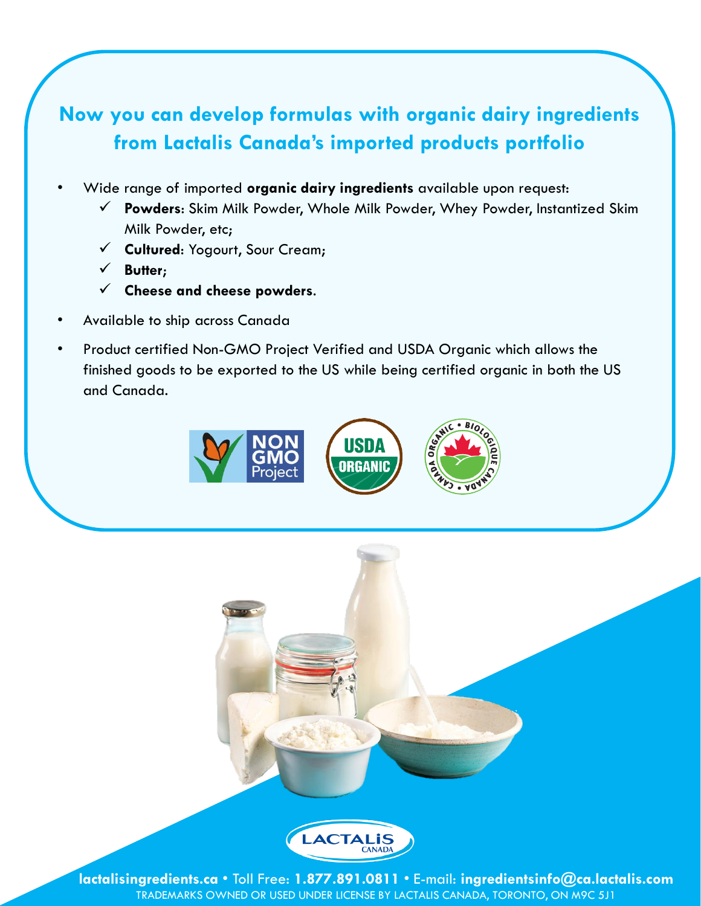## Now you can develop formulas with organic dairy ingredients from Lactalis Canada's imported products portfolio

- Wide range of imported **organic dairy ingredients** available upon request:
  - ✓ **Powders**: Skim Milk Powder, Whole Milk Powder, Whey Powder, Instantized Skim Milk Powder, etc;
  - ✓ **Cultured**: Yogourt, Sour Cream;
  - ✓ **Butter**;
  - ✓ **Cheese and cheese powders**.
- Available to ship across Canada
- Product certified Non-GMO Project Verified and USDA Organic which allows the finished goods to be exported to the US while being certified organic in both the US and Canada.

**lactalisingredients.ca** • Toll Free: **1.877.891.0811** • E-mail: **ingredientsinfo@ca.lactalis.com**

TRADEMARKS OWNED OR USED UNDER LICENSE BY LACTALIS CANADA, TORONTO, ON M9C 5J1